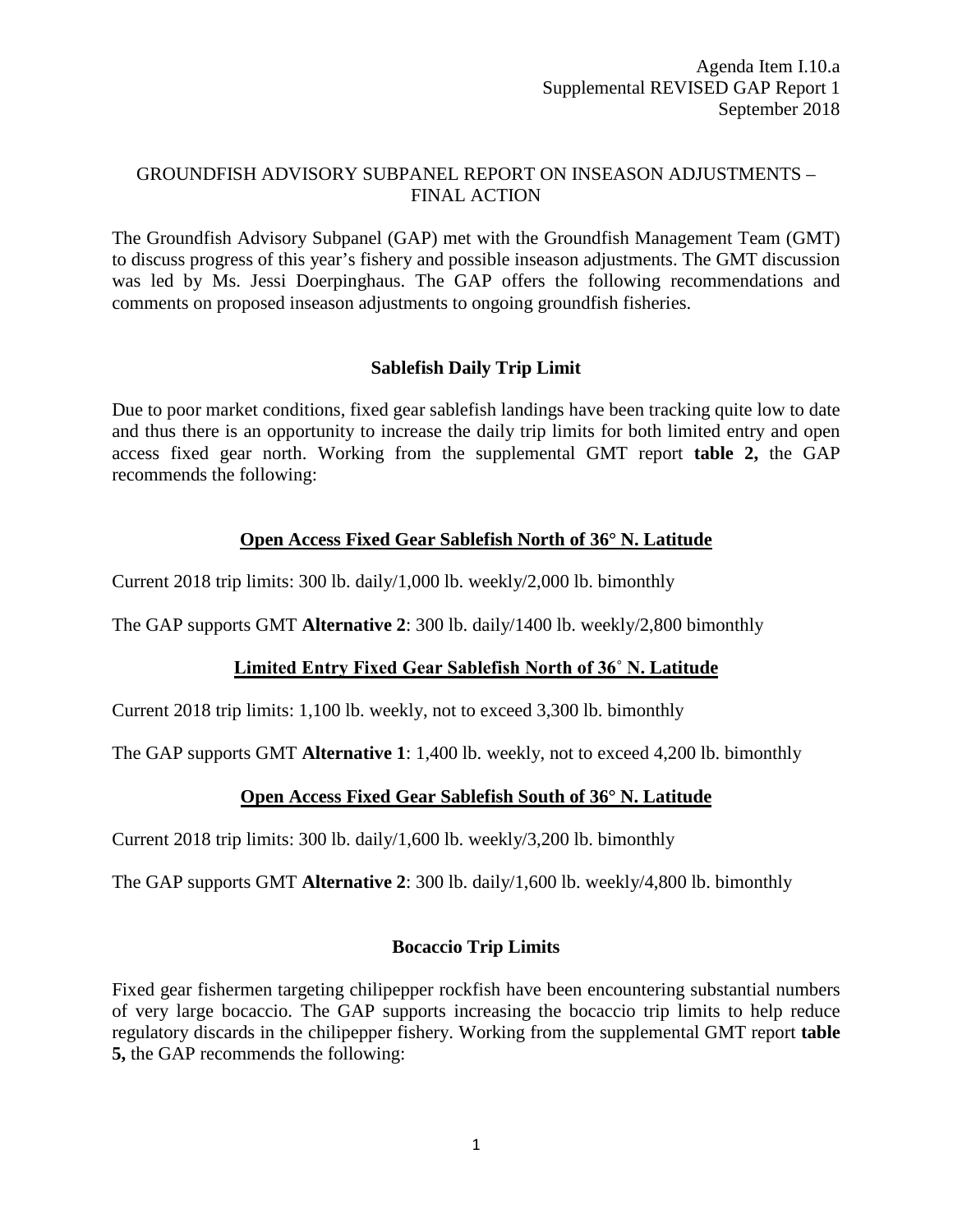Agenda Item I.10.a
Supplemental REVISED GAP Report 1
September 2018

# GROUNDFISH ADVISORY SUBPANEL REPORT ON INSEASON ADJUSTMENTS – FINAL ACTION

The Groundfish Advisory Subpanel (GAP) met with the Groundfish Management Team (GMT) to discuss progress of this year's fishery and possible inseason adjustments. The GMT discussion was led by Ms. Jessi Doerpinghaus. The GAP offers the following recommendations and comments on proposed inseason adjustments to ongoing groundfish fisheries.

## Sablefish Daily Trip Limit

Due to poor market conditions, fixed gear sablefish landings have been tracking quite low to date and thus there is an opportunity to increase the daily trip limits for both limited entry and open access fixed gear north. Working from the supplemental GMT report **table 2,** the GAP recommends the following:

### Open Access Fixed Gear Sablefish North of 36° N. Latitude

Current 2018 trip limits: 300 lb. daily/1,000 lb. weekly/2,000 lb. bimonthly

The GAP supports GMT **Alternative 2**: 300 lb. daily/1400 lb. weekly/2,800 bimonthly

### Limited Entry Fixed Gear Sablefish North of 36˚ N. Latitude

Current 2018 trip limits: 1,100 lb. weekly, not to exceed 3,300 lb. bimonthly

The GAP supports GMT **Alternative 1**: 1,400 lb. weekly, not to exceed 4,200 lb. bimonthly

### Open Access Fixed Gear Sablefish South of 36° N. Latitude

Current 2018 trip limits: 300 lb. daily/1,600 lb. weekly/3,200 lb. bimonthly

The GAP supports GMT **Alternative 2**: 300 lb. daily/1,600 lb. weekly/4,800 lb. bimonthly

## Bocaccio Trip Limits

Fixed gear fishermen targeting chilipepper rockfish have been encountering substantial numbers of very large bocaccio. The GAP supports increasing the bocaccio trip limits to help reduce regulatory discards in the chilipepper fishery. Working from the supplemental GMT report **table 5,** the GAP recommends the following: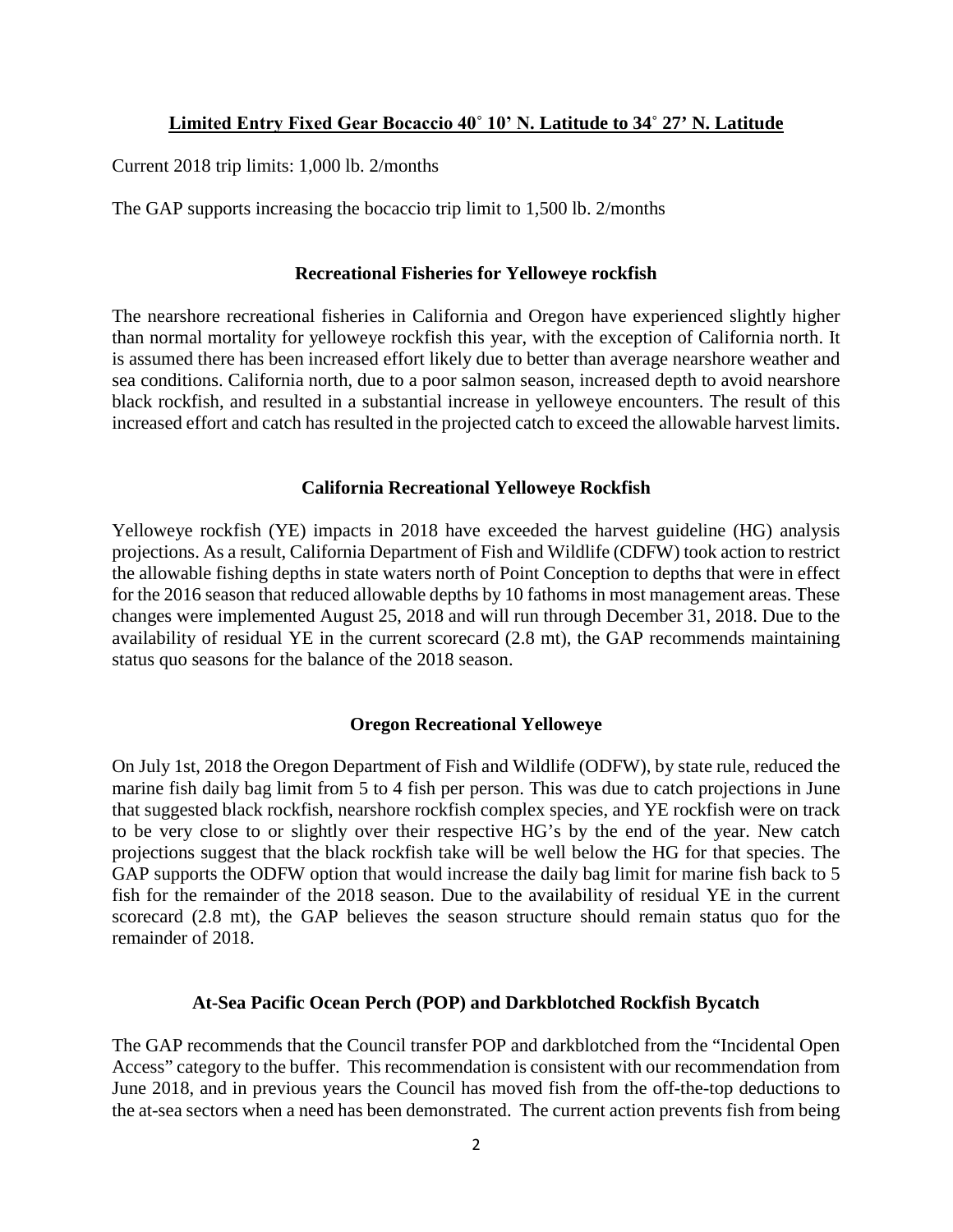## Limited Entry Fixed Gear Bocaccio 40° 10’ N. Latitude to 34° 27’ N. Latitude

Current 2018 trip limits: 1,000 lb. 2/months

The GAP supports increasing the bocaccio trip limit to 1,500 lb. 2/months

## Recreational Fisheries for Yelloweye rockfish

The nearshore recreational fisheries in California and Oregon have experienced slightly higher than normal mortality for yelloweye rockfish this year, with the exception of California north. It is assumed there has been increased effort likely due to better than average nearshore weather and sea conditions. California north, due to a poor salmon season, increased depth to avoid nearshore black rockfish, and resulted in a substantial increase in yelloweye encounters. The result of this increased effort and catch has resulted in the projected catch to exceed the allowable harvest limits.

## California Recreational Yelloweye Rockfish

Yelloweye rockfish (YE) impacts in 2018 have exceeded the harvest guideline (HG) analysis projections. As a result, California Department of Fish and Wildlife (CDFW) took action to restrict the allowable fishing depths in state waters north of Point Conception to depths that were in effect for the 2016 season that reduced allowable depths by 10 fathoms in most management areas. These changes were implemented August 25, 2018 and will run through December 31, 2018. Due to the availability of residual YE in the current scorecard (2.8 mt), the GAP recommends maintaining status quo seasons for the balance of the 2018 season.

## Oregon Recreational Yelloweye

On July 1st, 2018 the Oregon Department of Fish and Wildlife (ODFW), by state rule, reduced the marine fish daily bag limit from 5 to 4 fish per person. This was due to catch projections in June that suggested black rockfish, nearshore rockfish complex species, and YE rockfish were on track to be very close to or slightly over their respective HG’s by the end of the year. New catch projections suggest that the black rockfish take will be well below the HG for that species. The GAP supports the ODFW option that would increase the daily bag limit for marine fish back to 5 fish for the remainder of the 2018 season. Due to the availability of residual YE in the current scorecard (2.8 mt), the GAP believes the season structure should remain status quo for the remainder of 2018.

## At-Sea Pacific Ocean Perch (POP) and Darkblotched Rockfish Bycatch

The GAP recommends that the Council transfer POP and darkblotched from the “Incidental Open Access” category to the buffer. This recommendation is consistent with our recommendation from June 2018, and in previous years the Council has moved fish from the off-the-top deductions to the at-sea sectors when a need has been demonstrated. The current action prevents fish from being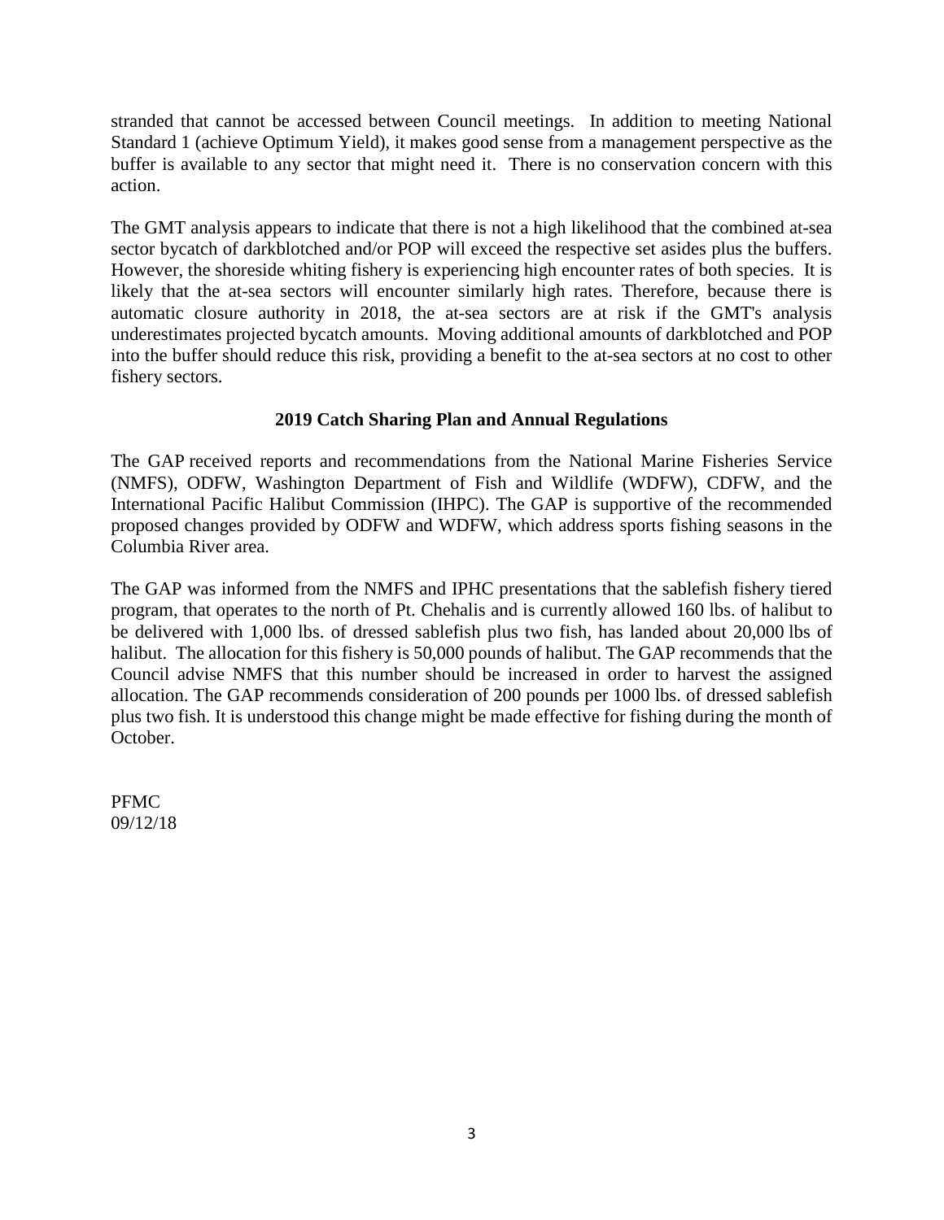stranded that cannot be accessed between Council meetings. In addition to meeting National Standard 1 (achieve Optimum Yield), it makes good sense from a management perspective as the buffer is available to any sector that might need it. There is no conservation concern with this action.

The GMT analysis appears to indicate that there is not a high likelihood that the combined at-sea sector bycatch of darkblotched and/or POP will exceed the respective set asides plus the buffers. However, the shoreside whiting fishery is experiencing high encounter rates of both species. It is likely that the at-sea sectors will encounter similarly high rates. Therefore, because there is automatic closure authority in 2018, the at-sea sectors are at risk if the GMT's analysis underestimates projected bycatch amounts. Moving additional amounts of darkblotched and POP into the buffer should reduce this risk, providing a benefit to the at-sea sectors at no cost to other fishery sectors.

## 2019 Catch Sharing Plan and Annual Regulations

The GAP received reports and recommendations from the National Marine Fisheries Service (NMFS), ODFW, Washington Department of Fish and Wildlife (WDFW), CDFW, and the International Pacific Halibut Commission (IHPC). The GAP is supportive of the recommended proposed changes provided by ODFW and WDFW, which address sports fishing seasons in the Columbia River area.

The GAP was informed from the NMFS and IPHC presentations that the sablefish fishery tiered program, that operates to the north of Pt. Chehalis and is currently allowed 160 lbs. of halibut to be delivered with 1,000 lbs. of dressed sablefish plus two fish, has landed about 20,000 lbs of halibut. The allocation for this fishery is 50,000 pounds of halibut. The GAP recommends that the Council advise NMFS that this number should be increased in order to harvest the assigned allocation. The GAP recommends consideration of 200 pounds per 1000 lbs. of dressed sablefish plus two fish. It is understood this change might be made effective for fishing during the month of October.

PFMC
09/12/18